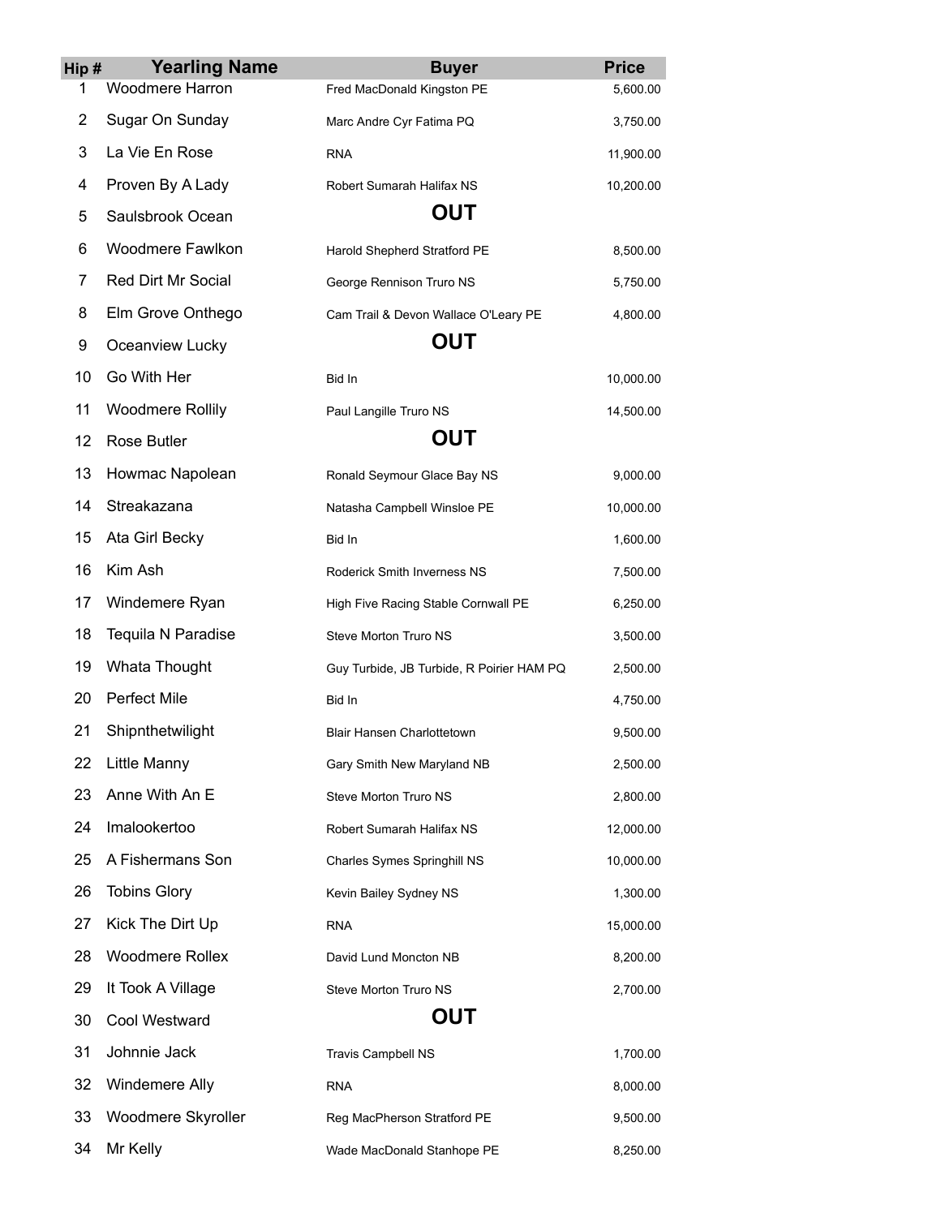| Hip # | Yearling Name | Buyer | Price |
|---|---|---|---|
| 1 | Woodmere Harron | Fred MacDonald Kingston PE | 5,600.00 |
| 2 | Sugar On Sunday | Marc Andre Cyr Fatima PQ | 3,750.00 |
| 3 | La Vie En Rose | RNA | 11,900.00 |
| 4 | Proven By A Lady | Robert Sumarah Halifax NS | 10,200.00 |
| 5 | Saulsbrook Ocean | **OUT** | |
| 6 | Woodmere Fawlkon | Harold Shepherd Stratford PE | 8,500.00 |
| 7 | Red Dirt Mr Social | George Rennison Truro NS | 5,750.00 |
| 8 | Elm Grove Onthego | Cam Trail & Devon Wallace O'Leary PE | 4,800.00 |
| 9 | Oceanview Lucky | **OUT** | |
| 10 | Go With Her | Bid In | 10,000.00 |
| 11 | Woodmere Rollily | Paul Langille Truro NS | 14,500.00 |
| 12 | Rose Butler | **OUT** | |
| 13 | Howmac Napolean | Ronald Seymour Glace Bay NS | 9,000.00 |
| 14 | Streakazana | Natasha Campbell Winsloe PE | 10,000.00 |
| 15 | Ata Girl Becky | Bid In | 1,600.00 |
| 16 | Kim Ash | Roderick Smith Inverness NS | 7,500.00 |
| 17 | Windemere Ryan | High Five Racing Stable Cornwall PE | 6,250.00 |
| 18 | Tequila N Paradise | Steve Morton Truro NS | 3,500.00 |
| 19 | Whata Thought | Guy Turbide, JB Turbide, R Poirier HAM PQ | 2,500.00 |
| 20 | Perfect Mile | Bid In | 4,750.00 |
| 21 | Shipnthetwilight | Blair Hansen Charlottetown | 9,500.00 |
| 22 | Little Manny | Gary Smith New Maryland NB | 2,500.00 |
| 23 | Anne With An E | Steve Morton Truro NS | 2,800.00 |
| 24 | Imalookertoo | Robert Sumarah Halifax NS | 12,000.00 |
| 25 | A Fishermans Son | Charles Symes Springhill NS | 10,000.00 |
| 26 | Tobins Glory | Kevin Bailey Sydney NS | 1,300.00 |
| 27 | Kick The Dirt Up | RNA | 15,000.00 |
| 28 | Woodmere Rollex | David Lund Moncton NB | 8,200.00 |
| 29 | It Took A Village | Steve Morton Truro NS | 2,700.00 |
| 30 | Cool Westward | **OUT** | |
| 31 | Johnnie Jack | Travis Campbell NS | 1,700.00 |
| 32 | Windemere Ally | RNA | 8,000.00 |
| 33 | Woodmere Skyroller | Reg MacPherson Stratford PE | 9,500.00 |
| 34 | Mr Kelly | Wade MacDonald Stanhope PE | 8,250.00 |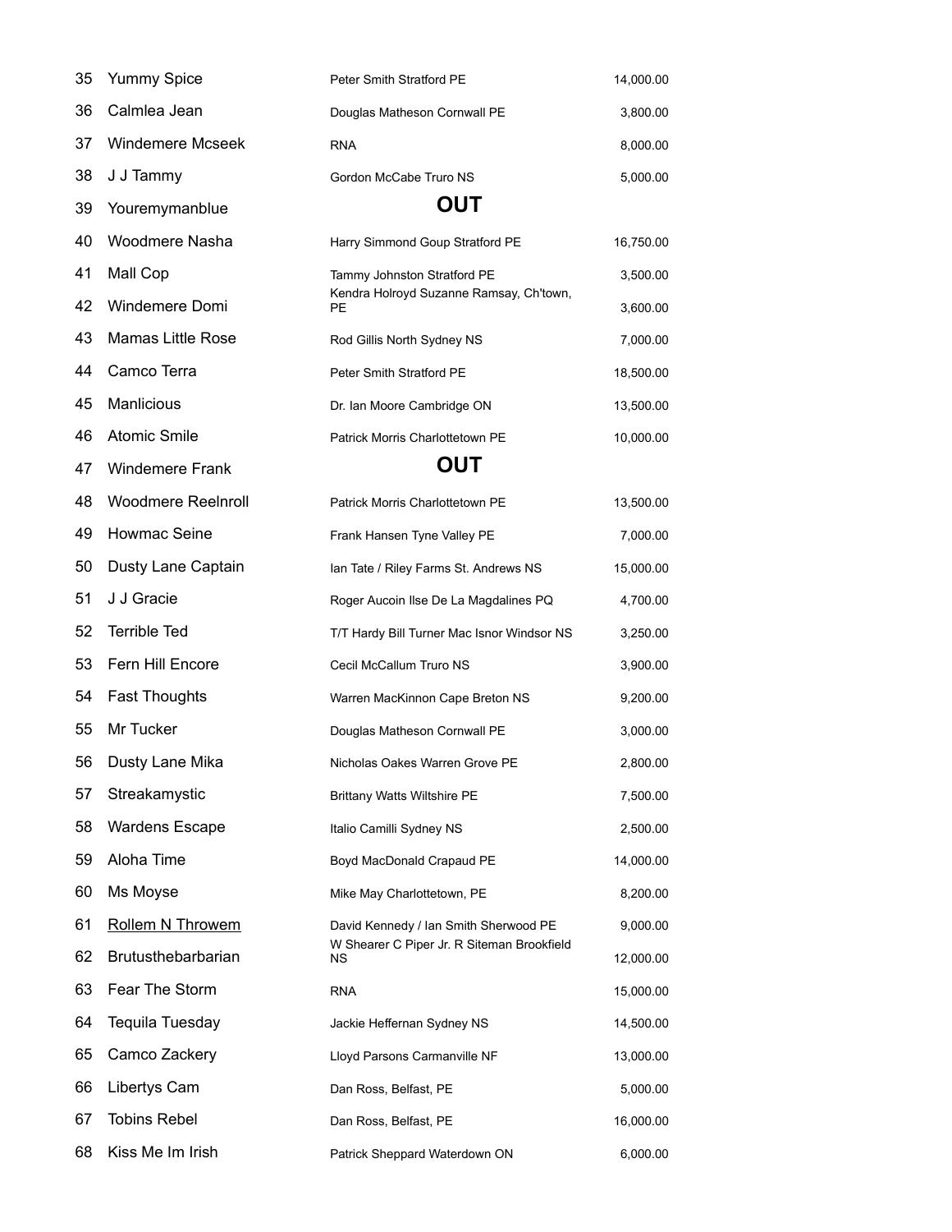| | | | |
|---|---|---|---|
| 35 | Yummy Spice | Peter Smith Stratford PE | 14,000.00 |
| 36 | Calmlea Jean | Douglas Matheson Cornwall PE | 3,800.00 |
| 37 | Windemere Mcseek | RNA | 8,000.00 |
| 38 | J J Tammy | Gordon McCabe Truro NS | 5,000.00 |
| 39 | Youremymanblue | **OUT** | |
| 40 | Woodmere Nasha | Harry Simmond Goup Stratford PE | 16,750.00 |
| 41 | Mall Cop | Tammy Johnston Stratford PE | 3,500.00 |
| 42 | Windemere Domi | Kendra Holroyd Suzanne Ramsay, Ch'town, PE | 3,600.00 |
| 43 | Mamas Little Rose | Rod Gillis North Sydney NS | 7,000.00 |
| 44 | Camco Terra | Peter Smith Stratford PE | 18,500.00 |
| 45 | Manlicious | Dr. Ian Moore Cambridge ON | 13,500.00 |
| 46 | Atomic Smile | Patrick Morris Charlottetown PE | 10,000.00 |
| 47 | Windemere Frank | **OUT** | |
| 48 | Woodmere Reelnroll | Patrick Morris Charlottetown PE | 13,500.00 |
| 49 | Howmac Seine | Frank Hansen Tyne Valley PE | 7,000.00 |
| 50 | Dusty Lane Captain | Ian Tate / Riley Farms St. Andrews NS | 15,000.00 |
| 51 | J J Gracie | Roger Aucoin Ilse De La Magdalines PQ | 4,700.00 |
| 52 | Terrible Ted | T/T Hardy Bill Turner Mac Isnor Windsor NS | 3,250.00 |
| 53 | Fern Hill Encore | Cecil McCallum Truro NS | 3,900.00 |
| 54 | Fast Thoughts | Warren MacKinnon Cape Breton NS | 9,200.00 |
| 55 | Mr Tucker | Douglas Matheson Cornwall PE | 3,000.00 |
| 56 | Dusty Lane Mika | Nicholas Oakes Warren Grove PE | 2,800.00 |
| 57 | Streakamystic | Brittany Watts Wiltshire PE | 7,500.00 |
| 58 | Wardens Escape | Italio Camilli Sydney NS | 2,500.00 |
| 59 | Aloha Time | Boyd MacDonald Crapaud PE | 14,000.00 |
| 60 | Ms Moyse | Mike May Charlottetown, PE | 8,200.00 |
| 61 | Rollem N Throwem | David Kennedy / Ian Smith Sherwood PE | 9,000.00 |
| 62 | Brutusthebarbarian | W Shearer C Piper Jr. R Siteman Brookfield NS | 12,000.00 |
| 63 | Fear The Storm | RNA | 15,000.00 |
| 64 | Tequila Tuesday | Jackie Heffernan Sydney NS | 14,500.00 |
| 65 | Camco Zackery | Lloyd Parsons Carmanville NF | 13,000.00 |
| 66 | Libertys Cam | Dan Ross, Belfast, PE | 5,000.00 |
| 67 | Tobins Rebel | Dan Ross, Belfast, PE | 16,000.00 |
| 68 | Kiss Me Im Irish | Patrick Sheppard Waterdown ON | 6,000.00 |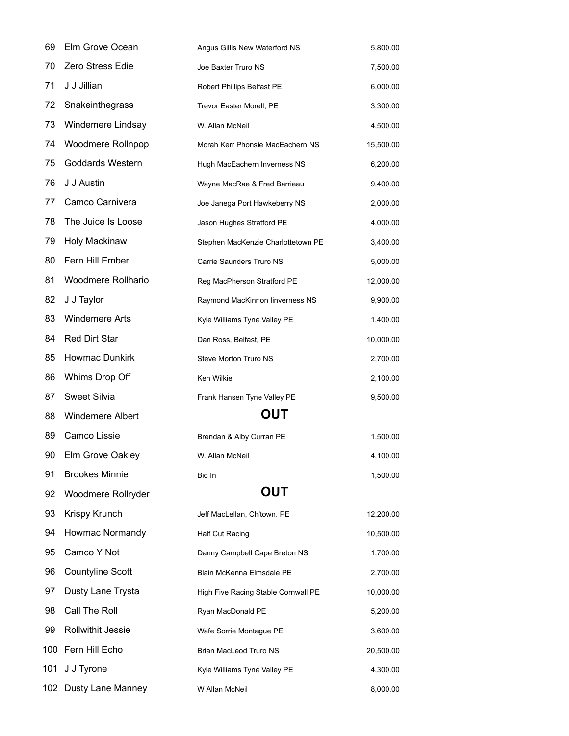| | | | |
|---|---|---|---|
| 69 | Elm Grove Ocean | Angus Gillis New Waterford NS | 5,800.00 |
| 70 | Zero Stress Edie | Joe Baxter Truro NS | 7,500.00 |
| 71 | J J Jillian | Robert Phillips Belfast PE | 6,000.00 |
| 72 | Snakeinthegrass | Trevor Easter Morell, PE | 3,300.00 |
| 73 | Windemere Lindsay | W. Allan McNeil | 4,500.00 |
| 74 | Woodmere Rollnpop | Morah Kerr Phonsie MacEachern NS | 15,500.00 |
| 75 | Goddards Western | Hugh MacEachern Inverness NS | 6,200.00 |
| 76 | J J Austin | Wayne MacRae & Fred Barrieau | 9,400.00 |
| 77 | Camco Carnivera | Joe Janega Port Hawkeberry NS | 2,000.00 |
| 78 | The Juice Is Loose | Jason Hughes Stratford PE | 4,000.00 |
| 79 | Holy Mackinaw | Stephen MacKenzie Charlottetown PE | 3,400.00 |
| 80 | Fern Hill Ember | Carrie Saunders Truro NS | 5,000.00 |
| 81 | Woodmere Rollhario | Reg MacPherson Stratford PE | 12,000.00 |
| 82 | J J Taylor | Raymond MacKinnon Iinverness NS | 9,900.00 |
| 83 | Windemere Arts | Kyle Williams Tyne Valley PE | 1,400.00 |
| 84 | Red Dirt Star | Dan Ross, Belfast, PE | 10,000.00 |
| 85 | Howmac Dunkirk | Steve Morton Truro NS | 2,700.00 |
| 86 | Whims Drop Off | Ken Wilkie | 2,100.00 |
| 87 | Sweet Silvia | Frank Hansen Tyne Valley PE | 9,500.00 |
| 88 | Windemere Albert | **OUT** | |
| 89 | Camco Lissie | Brendan & Alby Curran PE | 1,500.00 |
| 90 | Elm Grove Oakley | W. Allan McNeil | 4,100.00 |
| 91 | Brookes Minnie | Bid In | 1,500.00 |
| 92 | Woodmere Rollryder | **OUT** | |
| 93 | Krispy Krunch | Jeff MacLellan, Ch'town. PE | 12,200.00 |
| 94 | Howmac Normandy | Half Cut Racing | 10,500.00 |
| 95 | Camco Y Not | Danny Campbell Cape Breton NS | 1,700.00 |
| 96 | Countyline Scott | Blain McKenna Elmsdale PE | 2,700.00 |
| 97 | Dusty Lane Trysta | High Five Racing Stable Cornwall PE | 10,000.00 |
| 98 | Call The Roll | Ryan MacDonald PE | 5,200.00 |
| 99 | Rollwithit Jessie | Wafe Sorrie Montague PE | 3,600.00 |
| 100 | Fern Hill Echo | Brian MacLeod Truro NS | 20,500.00 |
| 101 | J J Tyrone | Kyle Williams Tyne Valley PE | 4,300.00 |
| 102 | Dusty Lane Manney | W Allan McNeil | 8,000.00 |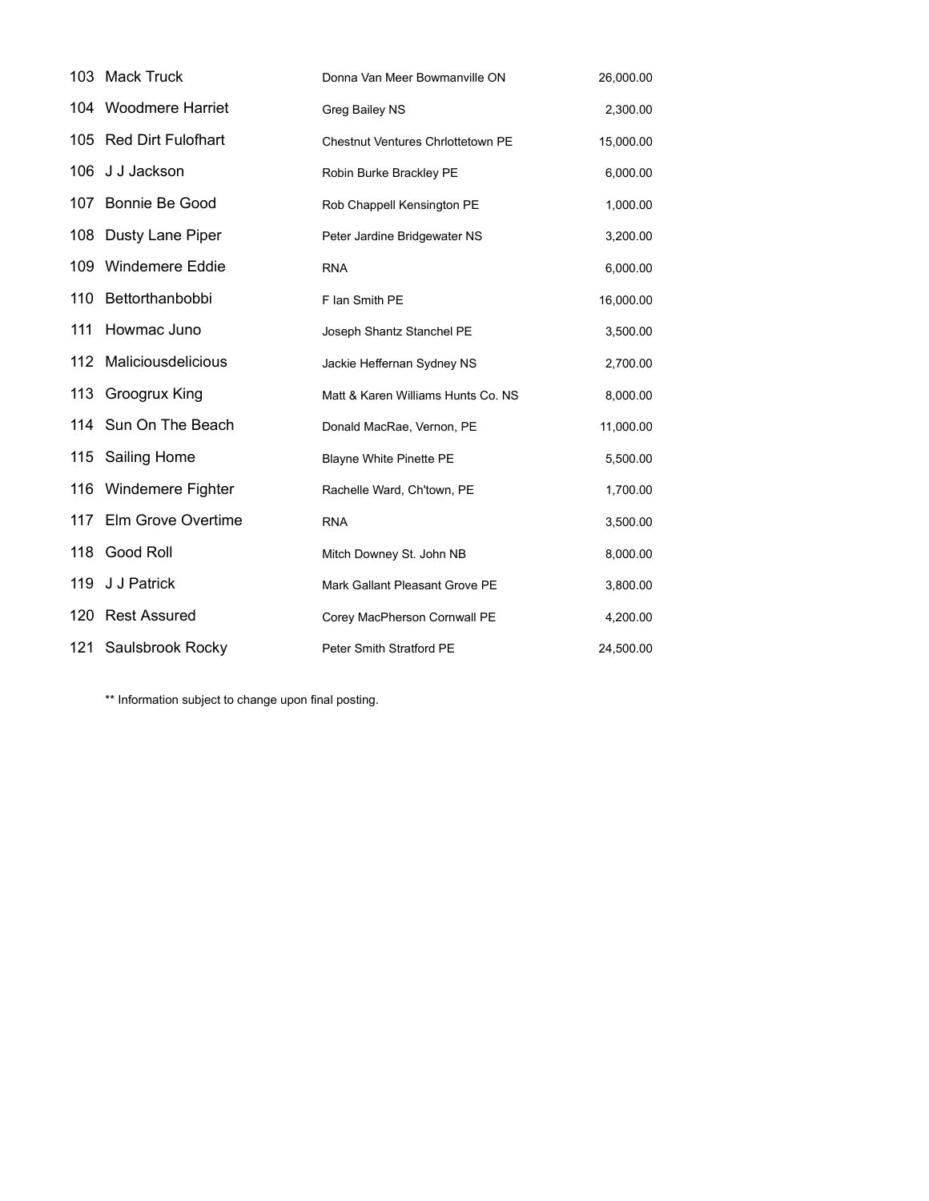| | | | |
|---|---|---|---|
| 103 | Mack Truck | Donna Van Meer Bowmanville ON | 26,000.00 |
| 104 | Woodmere Harriet | Greg Bailey NS | 2,300.00 |
| 105 | Red Dirt Fulofhart | Chestnut Ventures Chrlottetown PE | 15,000.00 |
| 106 | J J Jackson | Robin Burke Brackley PE | 6,000.00 |
| 107 | Bonnie Be Good | Rob Chappell Kensington PE | 1,000.00 |
| 108 | Dusty Lane Piper | Peter Jardine Bridgewater NS | 3,200.00 |
| 109 | Windemere Eddie | RNA | 6,000.00 |
| 110 | Bettorthanbobbi | F Ian Smith PE | 16,000.00 |
| 111 | Howmac Juno | Joseph Shantz Stanchel PE | 3,500.00 |
| 112 | Maliciousdelicious | Jackie Heffernan Sydney NS | 2,700.00 |
| 113 | Groogrux King | Matt & Karen Williams Hunts Co. NS | 8,000.00 |
| 114 | Sun On The Beach | Donald MacRae, Vernon, PE | 11,000.00 |
| 115 | Sailing Home | Blayne White Pinette PE | 5,500.00 |
| 116 | Windemere Fighter | Rachelle Ward, Ch'town, PE | 1,700.00 |
| 117 | Elm Grove Overtime | RNA | 3,500.00 |
| 118 | Good Roll | Mitch Downey St. John NB | 8,000.00 |
| 119 | J J Patrick | Mark Gallant Pleasant Grove PE | 3,800.00 |
| 120 | Rest Assured | Corey MacPherson Cornwall PE | 4,200.00 |
| 121 | Saulsbrook Rocky | Peter Smith Stratford PE | 24,500.00 |

** Information subject to change upon final posting.